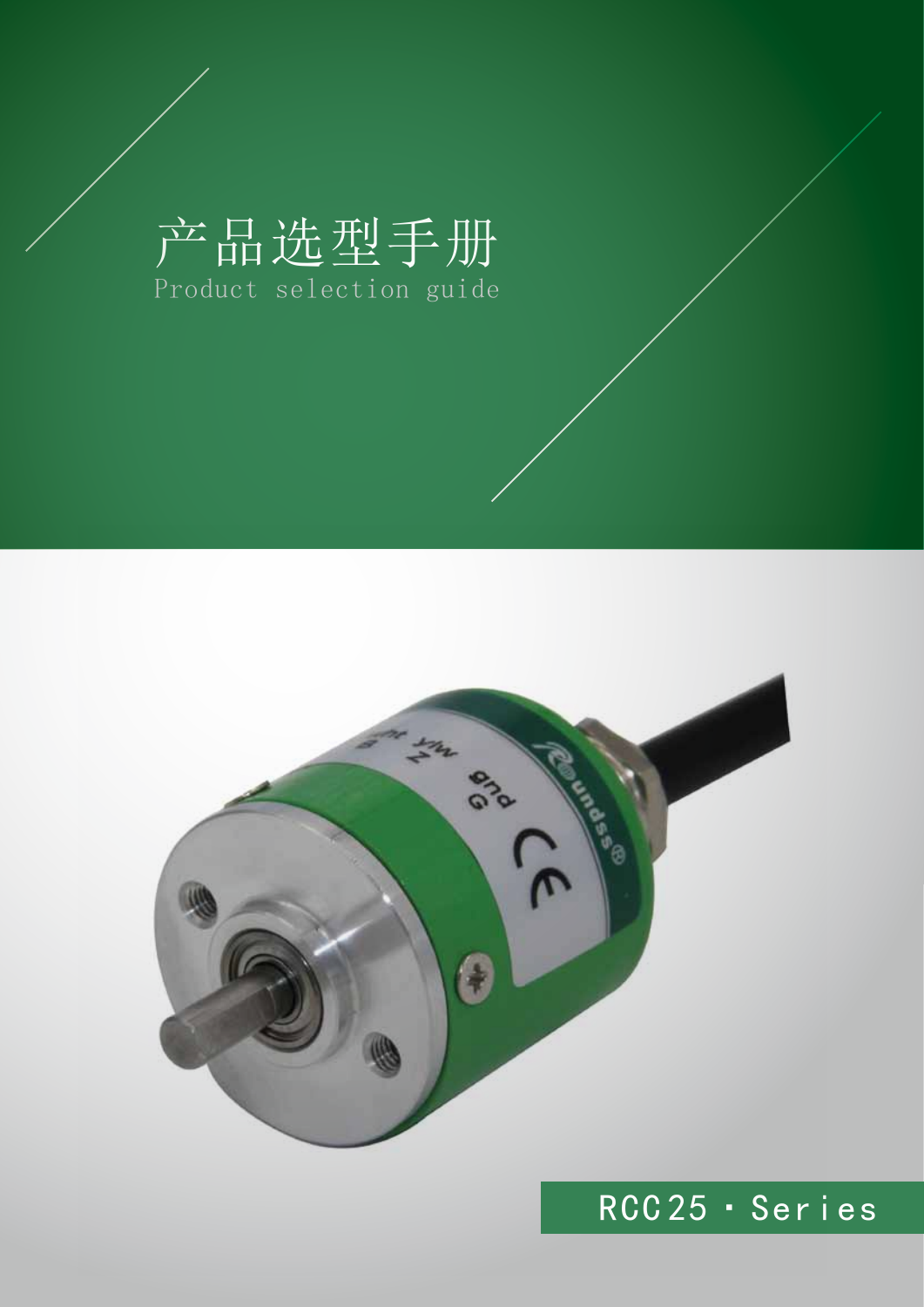# 产品选型手册

Product selection guide

RCC25 · Series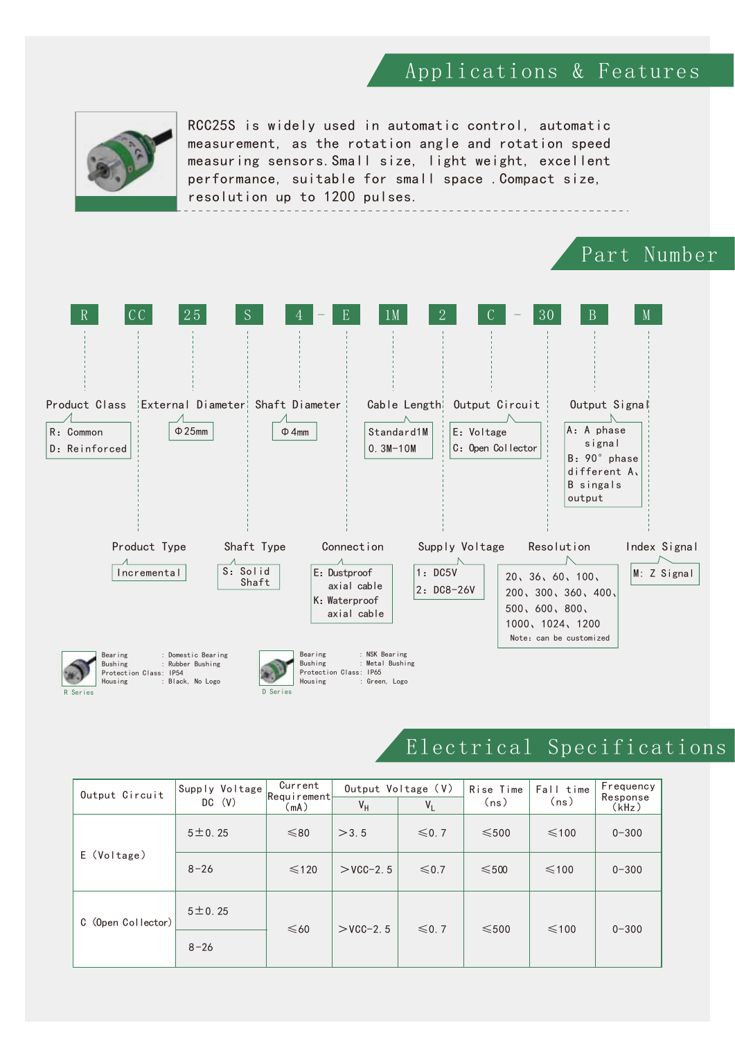## Applications & Features

RCC25S is widely used in automatic control, automatic measurement, as the rotation angle and rotation speed measuring sensors. Small size, light weight, excellent performance, suitable for small space . Compact size, resolution up to 1200 pulses.

## Part Number

R CC 25 S 4 - E 1M 2 C - 30 B M

**Product Class**
- R: Common
- D: Reinforced

**Product Type**
- Incremental

**External Diameter**
- Φ25mm

**Shaft Type**
- S: Solid Shaft

**Shaft Diameter**
- Φ4mm

**Connection**
- E: Dustproof axial cable
- K: Waterproof axial cable

**Cable Length**
- Standard1M
- 0. 3M-10M

**Supply Voltage**
- 1: DC5V
- 2: DC8-26V

**Output Circuit**
- E: Voltage
- C: Open Collector

**Resolution**
- 20、36、60、100、200、300、360、400、500、600、800、1000、1024、1200
- Note: can be customized

**Output Signal**
- A: A phase signal
- B: 90° phase different A、B singals output

**Index Signal**
- M: Z Signal

R Series
- Bearing: Domestic Bearing
- Bushing: Rubber Bushing
- Protection Class: IP54
- Housing: Black, No Logo

D Series
- Bearing: NSK Bearing
- Bushing: Metal Bushing
- Protection Class: IP65
- Housing: Green, Logo

## Electrical Specifications

| Output Circuit | Supply Voltage DC (V) | Current Requirement (mA) | Output Voltage (V) | | Rise Time (ns) | Fall time (ns) | Frequency Response (kHz) |
|---|---|---|---|---|---|---|---|
| | | | $V_H$ | $V_L$ | | | |
| E (Voltage) | 5±0. 25 | ≤80 | >3. 5 | ≤0. 7 | ≤500 | ≤100 | 0-300 |
| | 8-26 | ≤120 | >VCC-2. 5 | ≤0.7 | ≤500 | ≤100 | 0-300 |
| C (Open Collector) | 5±0. 25 | ≤60 | >VCC-2. 5 | ≤0. 7 | ≤500 | ≤100 | 0-300 |
| | 8-26 | | | | | | |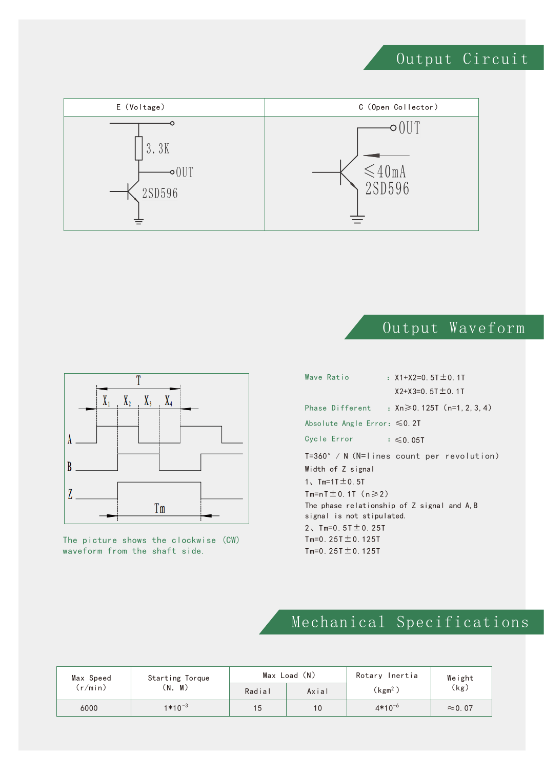## Output Circuit

| E（Voltage） | C（Open Collector） |
|---|---|
| 3.3K, OUT, 2SD596 | OUT, ≤40mA, 2SD596 |

## Output Waveform

The picture shows the clockwise (CW) waveform from the shaft side.

Wave Ratio : X1+X2=0.5T±0.1T

X2+X3=0.5T±0.1T

Phase Different : Xn≥0.125T（n=1,2,3,4）

Absolute Angle Error: ≤0.2T

Cycle Error : ≤0.05T

T=360° / N（N=lines count per revolution）

Width of Z signal

1、Tm=1T±0.5T

Tm=nT±0.1T（n≥2）

The phase relationship of Z signal and A,B signal is not stipulated.

2、Tm=0.5T±0.25T

Tm=0.25T±0.125T

Tm=0.25T±0.125T

## Mechanical Specifications

| Max Speed (r/min) | Starting Torque (N. M) | Max Load (N) | | Rotary Inertia (kgm$^2$) | Weight (kg) |
|---|---|---|---|---|---|
| | | Radial | Axial | | |
| 6000 | 1*10$^{-3}$ | 15 | 10 | 4*10$^{-6}$ | ≈0.07 |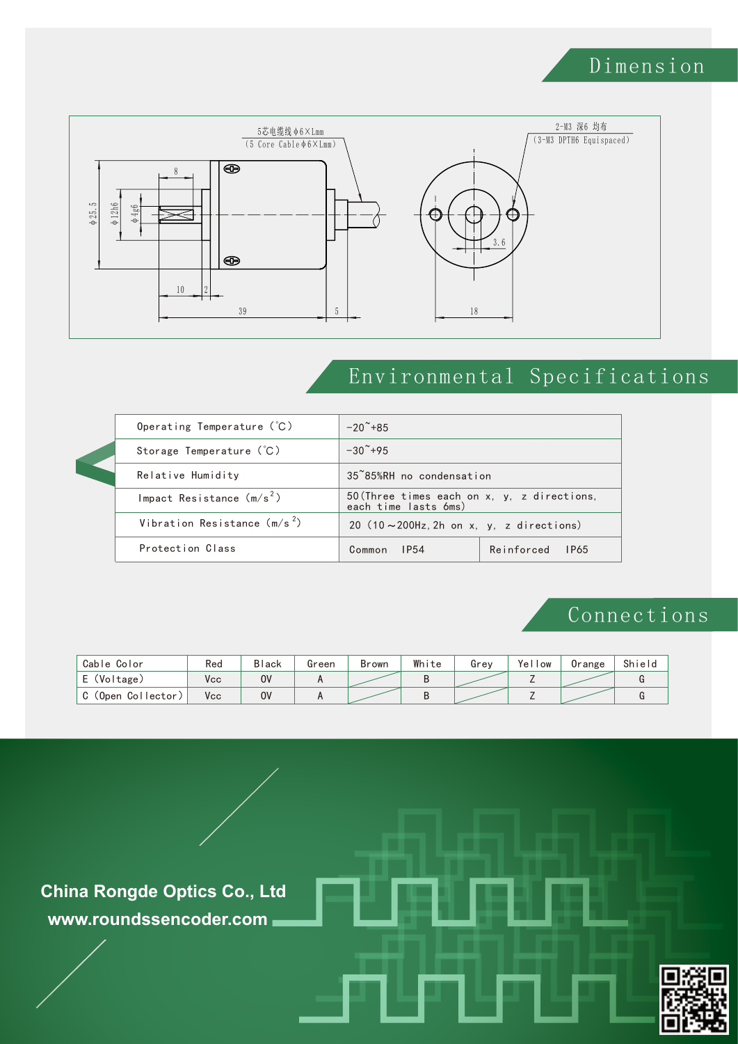## Dimension

5芯电缆线φ6×Lmm
(5 Core Cableφ6×Lmm)

2-M3 深6 均布
(3-M3 DPTH6 Equispaced)

φ25.5
φ12h6
φ4g6
8
10
2
39
5
3.6
18

## Environmental Specifications

| | | |
|---|---|---|
| Operating Temperature (℃) | -20~+85 | |
| Storage Temperature (℃) | -30~+95 | |
| Relative Humidity | 35~85%RH no condensation | |
| Impact Resistance ($m/s^2$) | 50(Three times each on x, y, z directions, each time lasts 6ms) | |
| Vibration Resistance ($m/s^2$) | 20 (10～200Hz, 2h on x, y, z directions) | |
| Protection Class | Common IP54 | Reinforced IP65 |

## Connections

| Cable Color | Red | Black | Green | Brown | White | Grey | Yellow | Orange | Shield |
|---|---|---|---|---|---|---|---|---|---|
| E (Voltage) | Vcc | 0V | A | | B | | Z | | G |
| C (Open Collector) | Vcc | 0V | A | | B | | Z | | G |

**China Rongde Optics Co., Ltd**

**www.roundssencoder.com**